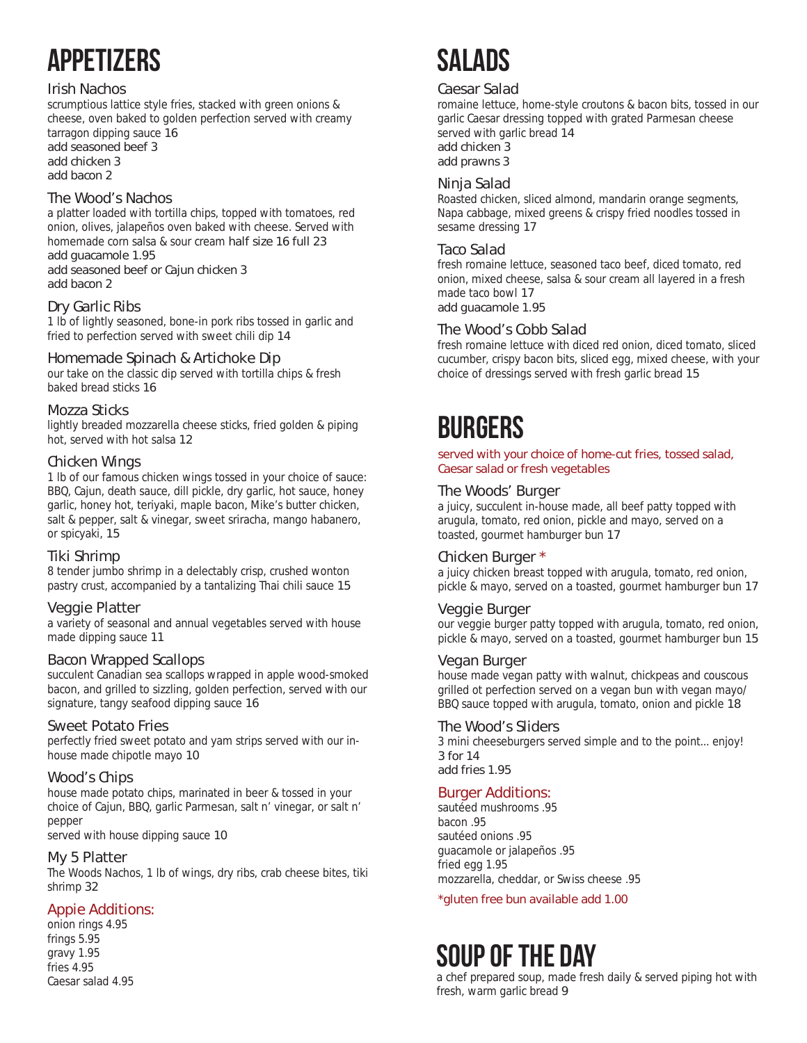# APPETIZERS

### Irish Nachos

scrumptious lattice style fries, stacked with green onions & cheese, oven baked to golden perfection served with creamy tarragon dipping sauce 16
add seasoned beef 3
add chicken 3
add bacon 2

### The Wood's Nachos

a platter loaded with tortilla chips, topped with tomatoes, red onion, olives, jalapeños oven baked with cheese. Served with homemade corn salsa & sour cream half size 16 full 23
add guacamole 1.95
add seasoned beef or Cajun chicken 3
add bacon 2

### Dry Garlic Ribs

1 lb of lightly seasoned, bone-in pork ribs tossed in garlic and fried to perfection served with sweet chili dip 14

### Homemade Spinach & Artichoke Dip

our take on the classic dip served with tortilla chips & fresh baked bread sticks 16

### Mozza Sticks

lightly breaded mozzarella cheese sticks, fried golden & piping hot, served with hot salsa 12

### Chicken Wings

1 lb of our famous chicken wings tossed in your choice of sauce: BBQ, Cajun, death sauce, dill pickle, dry garlic, hot sauce, honey garlic, honey hot, teriyaki, maple bacon, Mike's butter chicken, salt & pepper, salt & vinegar, sweet sriracha, mango habanero, or spicyaki, 15

### Tiki Shrimp

8 tender jumbo shrimp in a delectably crisp, crushed wonton pastry crust, accompanied by a tantalizing Thai chili sauce 15

### Veggie Platter

a variety of seasonal and annual vegetables served with house made dipping sauce 11

### Bacon Wrapped Scallops

succulent Canadian sea scallops wrapped in apple wood-smoked bacon, and grilled to sizzling, golden perfection, served with our signature, tangy seafood dipping sauce 16

### Sweet Potato Fries

perfectly fried sweet potato and yam strips served with our in-house made chipotle mayo 10

### Wood's Chips

house made potato chips, marinated in beer & tossed in your choice of Cajun, BBQ, garlic Parmesan, salt n' vinegar, or salt n' pepper
served with house dipping sauce 10

### My 5 Platter

The Woods Nachos, 1 lb of wings, dry ribs, crab cheese bites, tiki shrimp 32

### Appie Additions:

onion rings 4.95
frings 5.95
gravy 1.95
fries 4.95
Caesar salad 4.95

# SALADS

### Caesar Salad

romaine lettuce, home-style croutons & bacon bits, tossed in our garlic Caesar dressing topped with grated Parmesan cheese served with garlic bread 14
add chicken 3
add prawns 3

### Ninja Salad

Roasted chicken, sliced almond, mandarin orange segments, Napa cabbage, mixed greens & crispy fried noodles tossed in sesame dressing 17

### Taco Salad

fresh romaine lettuce, seasoned taco beef, diced tomato, red onion, mixed cheese, salsa & sour cream all layered in a fresh made taco bowl 17
add guacamole 1.95

### The Wood's Cobb Salad

fresh romaine lettuce with diced red onion, diced tomato, sliced cucumber, crispy bacon bits, sliced egg, mixed cheese, with your choice of dressings served with fresh garlic bread 15

# BURGERS

served with your choice of home-cut fries, tossed salad, Caesar salad or fresh vegetables

### The Woods' Burger

a juicy, succulent in-house made, all beef patty topped with arugula, tomato, red onion, pickle and mayo, served on a toasted, gourmet hamburger bun 17

### Chicken Burger *

a juicy chicken breast topped with arugula, tomato, red onion, pickle & mayo, served on a toasted, gourmet hamburger bun 17

### Veggie Burger

our veggie burger patty topped with arugula, tomato, red onion, pickle & mayo, served on a toasted, gourmet hamburger bun 15

### Vegan Burger

house made vegan patty with walnut, chickpeas and couscous grilled ot perfection served on a vegan bun with vegan mayo/ BBQ sauce topped with arugula, tomato, onion and pickle 18

### The Wood's Sliders

3 mini cheeseburgers served simple and to the point... enjoy!
3 for 14
add fries 1.95

### Burger Additions:

sautéed mushrooms .95
bacon .95
sautéed onions .95
guacamole or jalapeños .95
fried egg 1.95
mozzarella, cheddar, or Swiss cheese .95

*gluten free bun available add 1.00

# SOUP OF THE DAY

a chef prepared soup, made fresh daily & served piping hot with fresh, warm garlic bread 9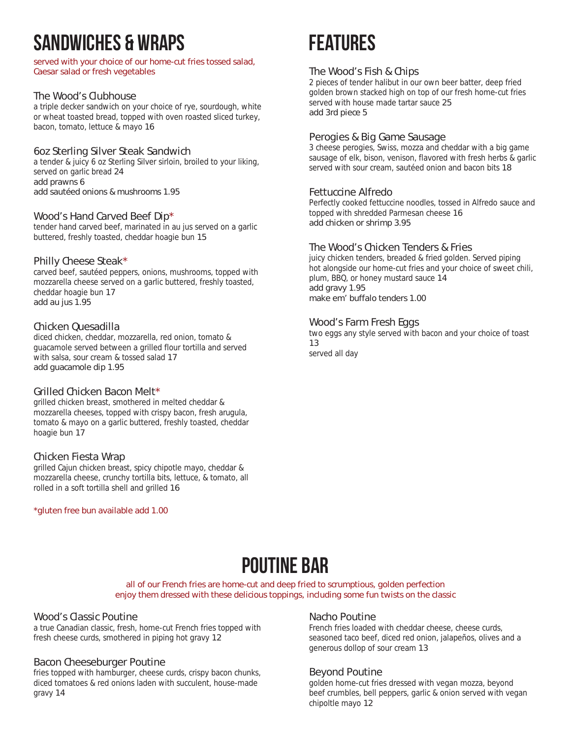# SANDWICHES & WRAPS

served with your choice of our home-cut fries tossed salad, Caesar salad or fresh vegetables

### The Wood's Clubhouse

a triple decker sandwich on your choice of rye, sourdough, white or wheat toasted bread, topped with oven roasted sliced turkey, bacon, tomato, lettuce & mayo 16

### 6oz Sterling Silver Steak Sandwich

a tender & juicy 6 oz Sterling Silver sirloin, broiled to your liking, served on garlic bread 24
add prawns 6
add sautéed onions & mushrooms 1.95

### Wood's Hand Carved Beef Dip*

tender hand carved beef, marinated in au jus served on a garlic buttered, freshly toasted, cheddar hoagie bun 15

### Philly Cheese Steak*

carved beef, sautéed peppers, onions, mushrooms, topped with mozzarella cheese served on a garlic buttered, freshly toasted, cheddar hoagie bun 17
add au jus 1.95

### Chicken Quesadilla

diced chicken, cheddar, mozzarella, red onion, tomato & guacamole served between a grilled flour tortilla and served with salsa, sour cream & tossed salad 17
add guacamole dip 1.95

### Grilled Chicken Bacon Melt*

grilled chicken breast, smothered in melted cheddar & mozzarella cheeses, topped with crispy bacon, fresh arugula, tomato & mayo on a garlic buttered, freshly toasted, cheddar hoagie bun 17

### Chicken Fiesta Wrap

grilled Cajun chicken breast, spicy chipotle mayo, cheddar & mozzarella cheese, crunchy tortilla bits, lettuce, & tomato, all rolled in a soft tortilla shell and grilled 16

*gluten free bun available add 1.00

# FEATURES

### The Wood's Fish & Chips

2 pieces of tender halibut in our own beer batter, deep fried golden brown stacked high on top of our fresh home-cut fries served with house made tartar sauce 25
add 3rd piece 5

### Perogies & Big Game Sausage

3 cheese perogies, Swiss, mozza and cheddar with a big game sausage of elk, bison, venison, flavored with fresh herbs & garlic served with sour cream, sautéed onion and bacon bits 18

### Fettuccine Alfredo

Perfectly cooked fettuccine noodles, tossed in Alfredo sauce and topped with shredded Parmesan cheese 16
add chicken or shrimp 3.95

### The Wood's Chicken Tenders & Fries

juicy chicken tenders, breaded & fried golden. Served piping hot alongside our home-cut fries and your choice of sweet chili, plum, BBQ, or honey mustard sauce 14
add gravy 1.95
make em' buffalo tenders 1.00

### Wood's Farm Fresh Eggs

two eggs any style served with bacon and your choice of toast 13
served all day

# POUTINE BAR

all of our French fries are home-cut and deep fried to scrumptious, golden perfection
enjoy them dressed with these delicious toppings, including some fun twists on the classic

### Wood's Classic Poutine

a true Canadian classic, fresh, home-cut French fries topped with fresh cheese curds, smothered in piping hot gravy 12

### Bacon Cheeseburger Poutine

fries topped with hamburger, cheese curds, crispy bacon chunks, diced tomatoes & red onions laden with succulent, house-made gravy 14

### Nacho Poutine

French fries loaded with cheddar cheese, cheese curds, seasoned taco beef, diced red onion, jalapeños, olives and a generous dollop of sour cream 13

### Beyond Poutine

golden home-cut fries dressed with vegan mozza, beyond beef crumbles, bell peppers, garlic & onion served with vegan chipoltle mayo 12